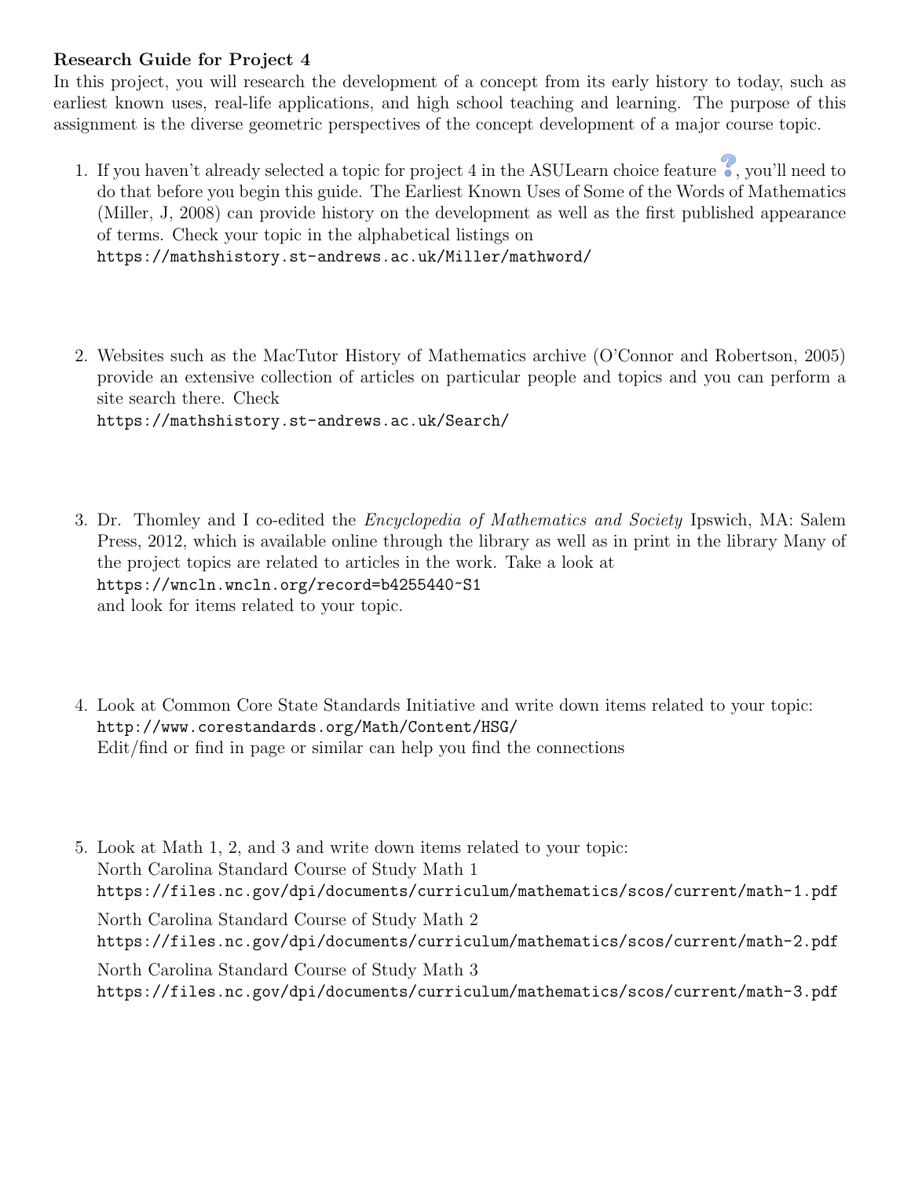**Research Guide for Project 4**

In this project, you will research the development of a concept from its early history to today, such as earliest known uses, real-life applications, and high school teaching and learning. The purpose of this assignment is the diverse geometric perspectives of the concept development of a major course topic.

1. If you haven't already selected a topic for project 4 in the ASULearn choice feature ?, you'll need to do that before you begin this guide. The Earliest Known Uses of Some of the Words of Mathematics (Miller, J, 2008) can provide history on the development as well as the first published appearance of terms. Check your topic in the alphabetical listings on
   `https://mathshistory.st-andrews.ac.uk/Miller/mathword/`

2. Websites such as the MacTutor History of Mathematics archive (O'Connor and Robertson, 2005) provide an extensive collection of articles on particular people and topics and you can perform a site search there. Check
   `https://mathshistory.st-andrews.ac.uk/Search/`

3. Dr. Thomley and I co-edited the *Encyclopedia of Mathematics and Society* Ipswich, MA: Salem Press, 2012, which is available online through the library as well as in print in the library Many of the project topics are related to articles in the work. Take a look at
   `https://wncln.wncln.org/record=b4255440~S1`
   and look for items related to your topic.

4. Look at Common Core State Standards Initiative and write down items related to your topic:
   `http://www.corestandards.org/Math/Content/HSG/`
   Edit/find or find in page or similar can help you find the connections

5. Look at Math 1, 2, and 3 and write down items related to your topic:
   North Carolina Standard Course of Study Math 1
   `https://files.nc.gov/dpi/documents/curriculum/mathematics/scos/current/math-1.pdf`
   North Carolina Standard Course of Study Math 2
   `https://files.nc.gov/dpi/documents/curriculum/mathematics/scos/current/math-2.pdf`
   North Carolina Standard Course of Study Math 3
   `https://files.nc.gov/dpi/documents/curriculum/mathematics/scos/current/math-3.pdf`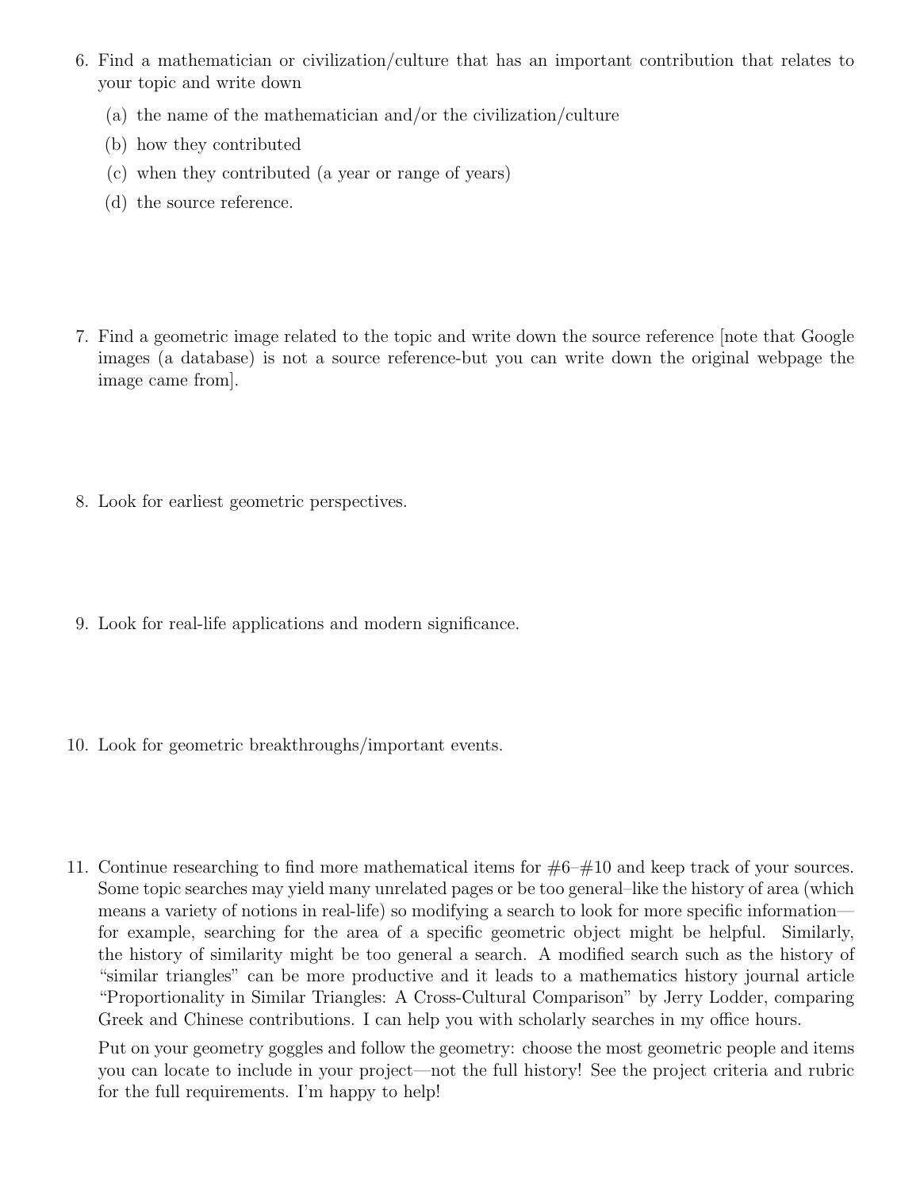6. Find a mathematician or civilization/culture that has an important contribution that relates to your topic and write down

   (a) the name of the mathematician and/or the civilization/culture

   (b) how they contributed

   (c) when they contributed (a year or range of years)

   (d) the source reference.

7. Find a geometric image related to the topic and write down the source reference [note that Google images (a database) is not a source reference-but you can write down the original webpage the image came from].

8. Look for earliest geometric perspectives.

9. Look for real-life applications and modern significance.

10. Look for geometric breakthroughs/important events.

11. Continue researching to find more mathematical items for #6–#10 and keep track of your sources. Some topic searches may yield many unrelated pages or be too general–like the history of area (which means a variety of notions in real-life) so modifying a search to look for more specific information—for example, searching for the area of a specific geometric object might be helpful. Similarly, the history of similarity might be too general a search. A modified search such as the history of "similar triangles" can be more productive and it leads to a mathematics history journal article "Proportionality in Similar Triangles: A Cross-Cultural Comparison" by Jerry Lodder, comparing Greek and Chinese contributions. I can help you with scholarly searches in my office hours.

    Put on your geometry goggles and follow the geometry: choose the most geometric people and items you can locate to include in your project—not the full history! See the project criteria and rubric for the full requirements. I'm happy to help!